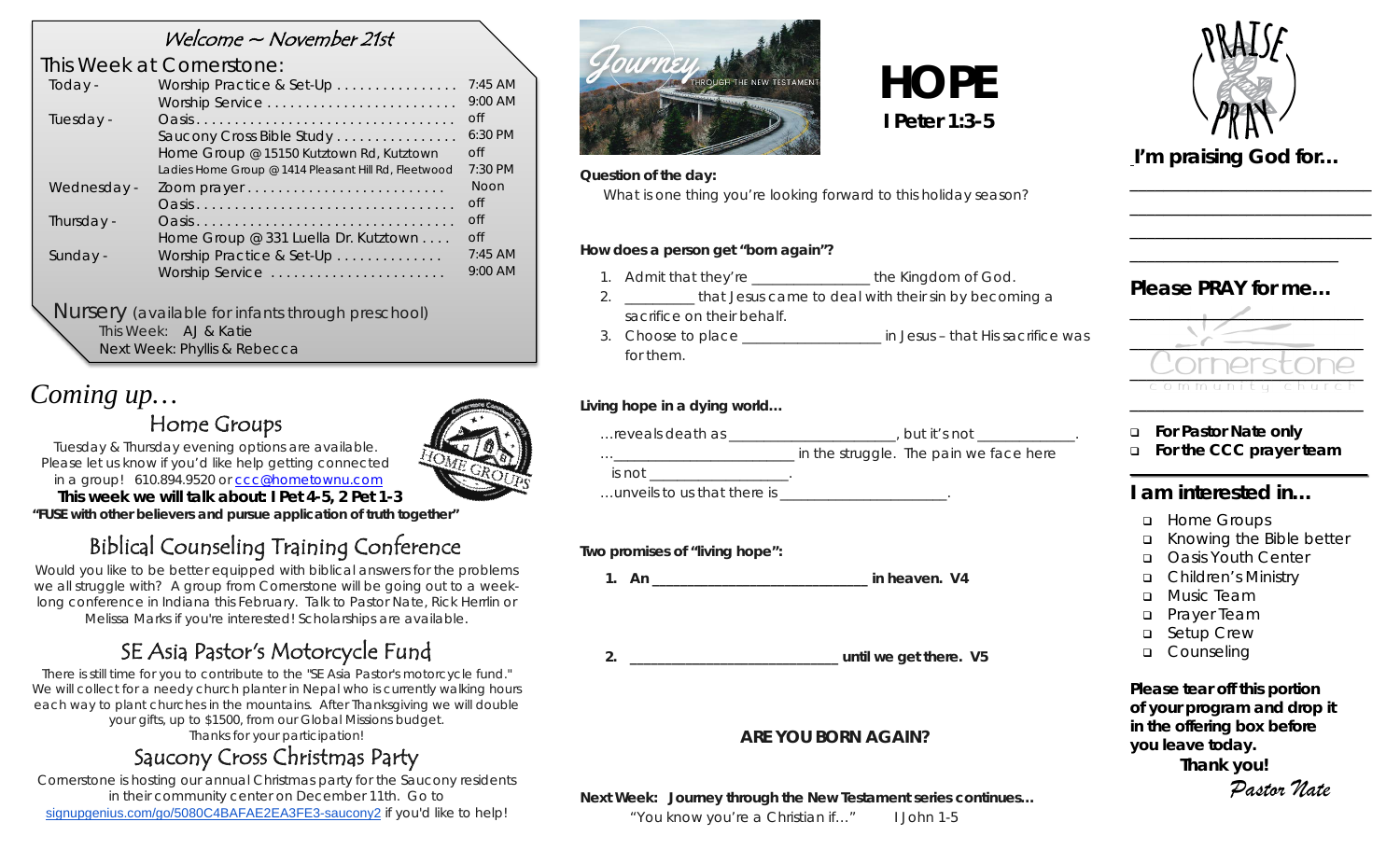# Welcome ~ November 21st

## This Week at Cornerstone:

| | | |
|---|---|---|
| Today - | Worship Practice & Set-Up | 7:45 AM |
| | Worship Service | 9:00 AM |
| Tuesday - | Oasis | off |
| | Saucony Cross Bible Study | 6:30 PM |
| | Home Group @ 15150 Kutztown Rd, Kutztown | off |
| | Ladies Home Group @ 1414 Pleasant Hill Rd, Fleetwood | 7:30 PM |
| Wednesday - | Zoom prayer | Noon |
| | Oasis | off |
| Thursday - | Oasis | off |
| | Home Group @ 331 Luella Dr. Kutztown | off |
| Sunday - | Worship Practice & Set-Up | 7:45 AM |
| | Worship Service | 9:00 AM |

**Nursery** (available for infants through preschool)
This Week: AJ & Katie
Next Week: Phyllis & Rebecca

# *Coming up…*

## Home Groups

Tuesday & Thursday evening options are available. Please let us know if you'd like help getting connected in a group! 610.894.9520 or ccc@hometownu.com

**This week we will talk about: I Pet 4-5, 2 Pet 1-3**

**"FUSE with other believers and pursue application of truth together"**

## Biblical Counseling Training Conference

Would you like to be better equipped with biblical answers for the problems we all struggle with? A group from Cornerstone will be going out to a week-long conference in Indiana this February. Talk to Pastor Nate, Rick Herrlin or Melissa Marks if you're interested! Scholarships are available.

## SE Asia Pastor's Motorcycle Fund

There is still time for you to contribute to the "SE Asia Pastor's motorcycle fund." We will collect for a needy church planter in Nepal who is currently walking hours each way to plant churches in the mountains. After Thanksgiving we will double your gifts, up to $1500, from our Global Missions budget.
Thanks for your participation!

## Saucony Cross Christmas Party

Cornerstone is hosting our annual Christmas party for the Saucony residents in their community center on December 11th. Go to signupgenius.com/go/5080C4BAFAE2EA3FE3-saucony2 if you'd like to help!

---

Journey THROUGH THE NEW TESTAMENT

# HOPE

**I Peter 1:3-5**

**Question of the day:**
What is one thing you're looking forward to this holiday season?

**How does a person get "born again"?**

1. Admit that they're _______________ the Kingdom of God.
2. _________ that Jesus came to deal with their sin by becoming a sacrifice on their behalf.
3. Choose to place __________________ in Jesus – that His sacrifice was for them.

**Living hope in a dying world…**

…reveals death as ____________________, but it's not ____________.
…_______________________ in the struggle. The pain we face here is not __________________.
…unveils to us that there is ____________________.

**Two promises of "living hope":**

1. **An ___________________________ in heaven. V4**

2. **___________________________ until we get there. V5**

**ARE YOU BORN AGAIN?**

**Next Week: Journey through the New Testament series continues…**
"You know you're a Christian if…" I John 1-5

---

PRAISE & PRAY

## I'm praising God for…

___________________________
___________________________
___________________________
_________________________

## Please PRAY for me…

___________________________
___________________________
___________________________
___________________________

- ❑ **For Pastor Nate only**
- ❑ **For the CCC prayer team**

## I am interested in…

- ❑ Home Groups
- ❑ Knowing the Bible better
- ❑ Oasis Youth Center
- ❑ Children's Ministry
- ❑ Music Team
- ❑ Prayer Team
- ❑ Setup Crew
- ❑ Counseling

**Please tear off this portion of your program and drop it in the offering box before you leave today.**
**Thank you!**
*Pastor Nate*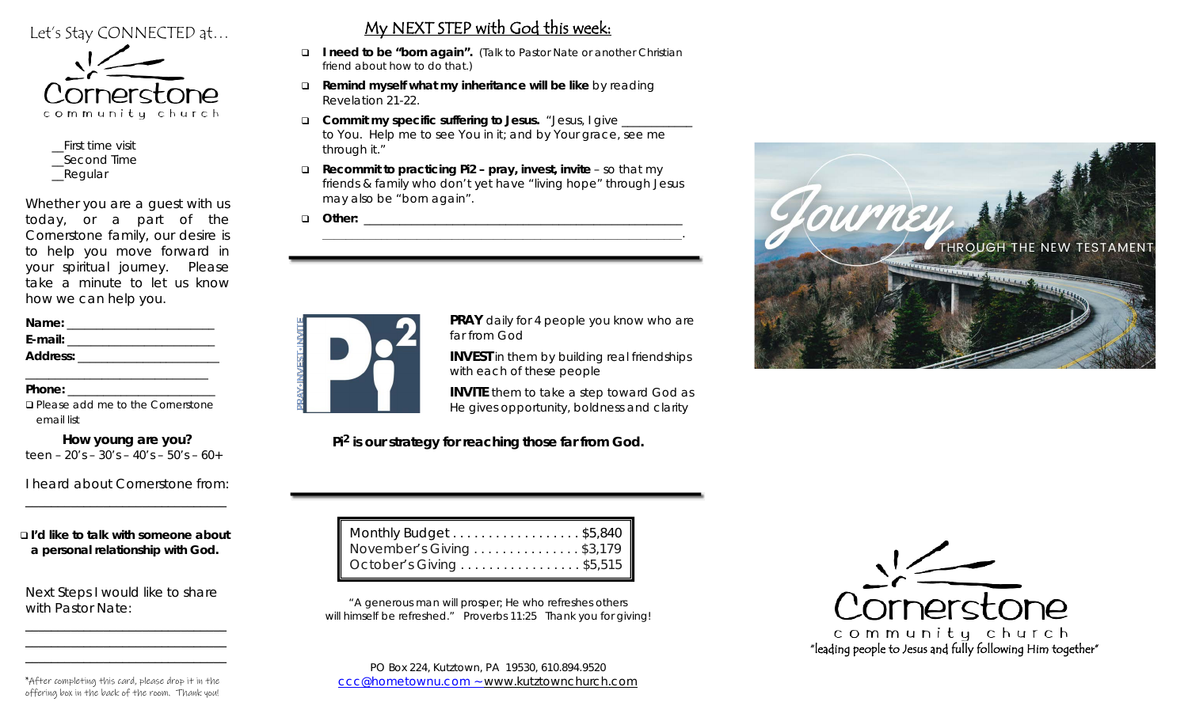Let's Stay CONNECTED at…

Cornerstone
community church

__First time visit
__Second Time
__Regular

Whether you are a guest with us today, or a part of the Cornerstone family, our desire is to help you move forward in your spiritual journey. Please take a minute to let us know how we can help you.

**Name:** ____________________
**E-mail:** ____________________
**Address:** ____________________
____________________
**Phone:** ____________________

❑ Please add me to the Cornerstone email list

**How young are you?**
teen – 20's – 30's – 40's – 50's – 60+

I heard about Cornerstone from:
____________________

❑ **I'd like to talk with someone about a personal relationship with God.**

Next Steps I would like to share with Pastor Nate:
____________________
____________________
____________________

*After completing this card, please drop it in the offering box in the back of the room. Thank you!

## My NEXT STEP with God this week:

- ❑ **I need to be "born again".** (Talk to Pastor Nate or another Christian friend about how to do that.)
- ❑ **Remind myself what my inheritance will be like** by reading Revelation 21-22.
- ❑ **Commit my specific suffering to Jesus.** "Jesus, I give __________ to You. Help me to see You in it; and by Your grace, see me through it."
- ❑ **Recommit to practicing Pi2 – pray, invest, invite** – so that my friends & family who don't yet have "living hope" through Jesus may also be "born again".
- ❑ **Other:** ____________________________________________
____________________________________________.

**PRAY** daily for 4 people you know who are far from God

**INVEST** in them by building real friendships with each of these people

**INVITE** them to take a step toward God as He gives opportunity, boldness and clarity

**Pi² is our strategy for reaching those far from God.**

| | |
|---|---|
| Monthly Budget | $5,840 |
| November's Giving | $3,179 |
| October's Giving | $5,515 |

"A generous man will prosper; He who refreshes others will himself be refreshed." Proverbs 11:25 Thank you for giving!

PO Box 224, Kutztown, PA 19530, 610.894.9520
ccc@hometownu.com ~ www.kutztownchurch.com

Journey THROUGH THE NEW TESTAMENT

Cornerstone
community church
"leading people to Jesus and fully following Him together"